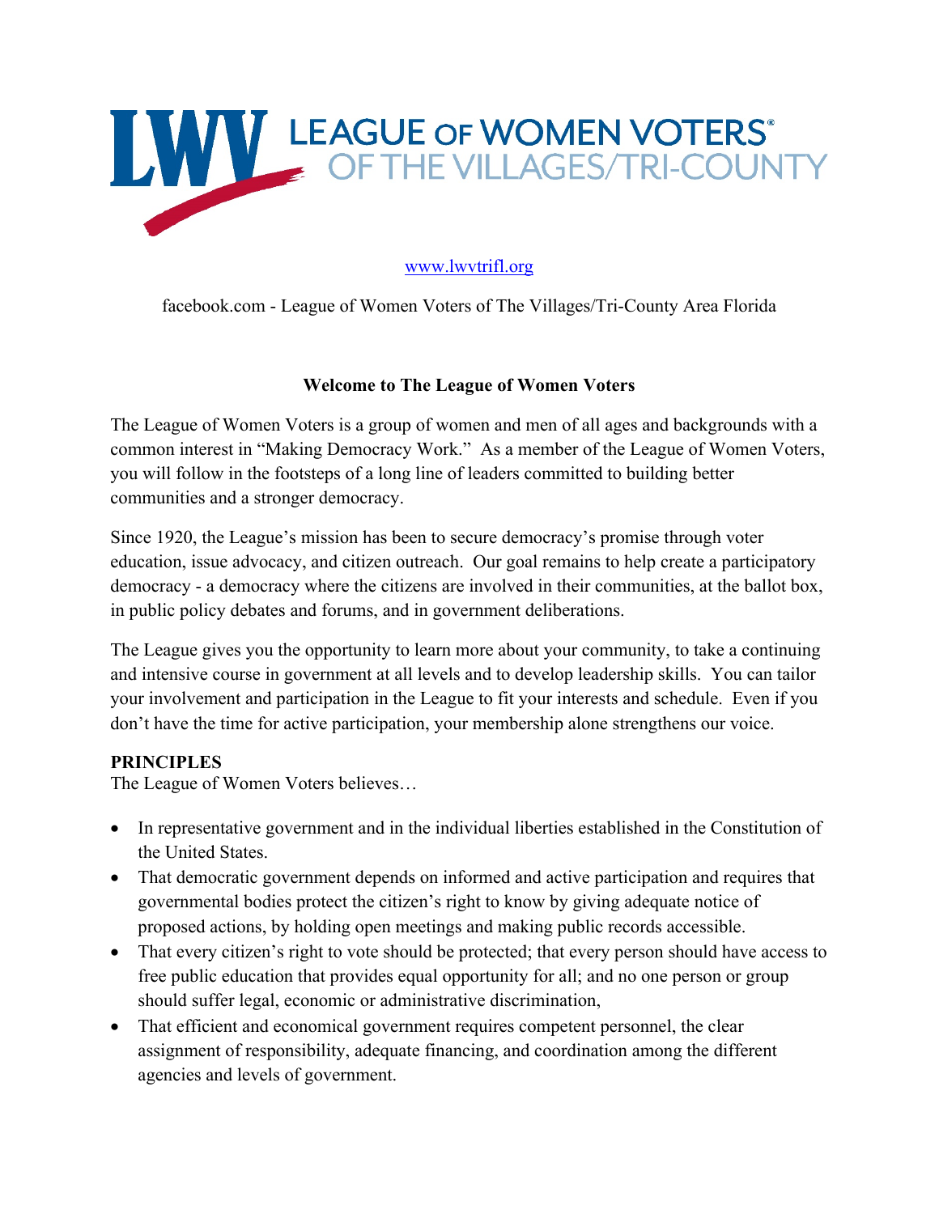# LEAGUE OF WOMEN VOTERS OF THE VILLAGES/TRI-COUNTY

www.lwvtrifl.org

facebook.com - League of Women Voters of The Villages/Tri-County Area Florida

## Welcome to The League of Women Voters

The League of Women Voters is a group of women and men of all ages and backgrounds with a common interest in "Making Democracy Work." As a member of the League of Women Voters, you will follow in the footsteps of a long line of leaders committed to building better communities and a stronger democracy.

Since 1920, the League's mission has been to secure democracy's promise through voter education, issue advocacy, and citizen outreach. Our goal remains to help create a participatory democracy - a democracy where the citizens are involved in their communities, at the ballot box, in public policy debates and forums, and in government deliberations.

The League gives you the opportunity to learn more about your community, to take a continuing and intensive course in government at all levels and to develop leadership skills. You can tailor your involvement and participation in the League to fit your interests and schedule. Even if you don't have the time for active participation, your membership alone strengthens our voice.

**PRINCIPLES**

The League of Women Voters believes…

- In representative government and in the individual liberties established in the Constitution of the United States.
- That democratic government depends on informed and active participation and requires that governmental bodies protect the citizen's right to know by giving adequate notice of proposed actions, by holding open meetings and making public records accessible.
- That every citizen's right to vote should be protected; that every person should have access to free public education that provides equal opportunity for all; and no one person or group should suffer legal, economic or administrative discrimination,
- That efficient and economical government requires competent personnel, the clear assignment of responsibility, adequate financing, and coordination among the different agencies and levels of government.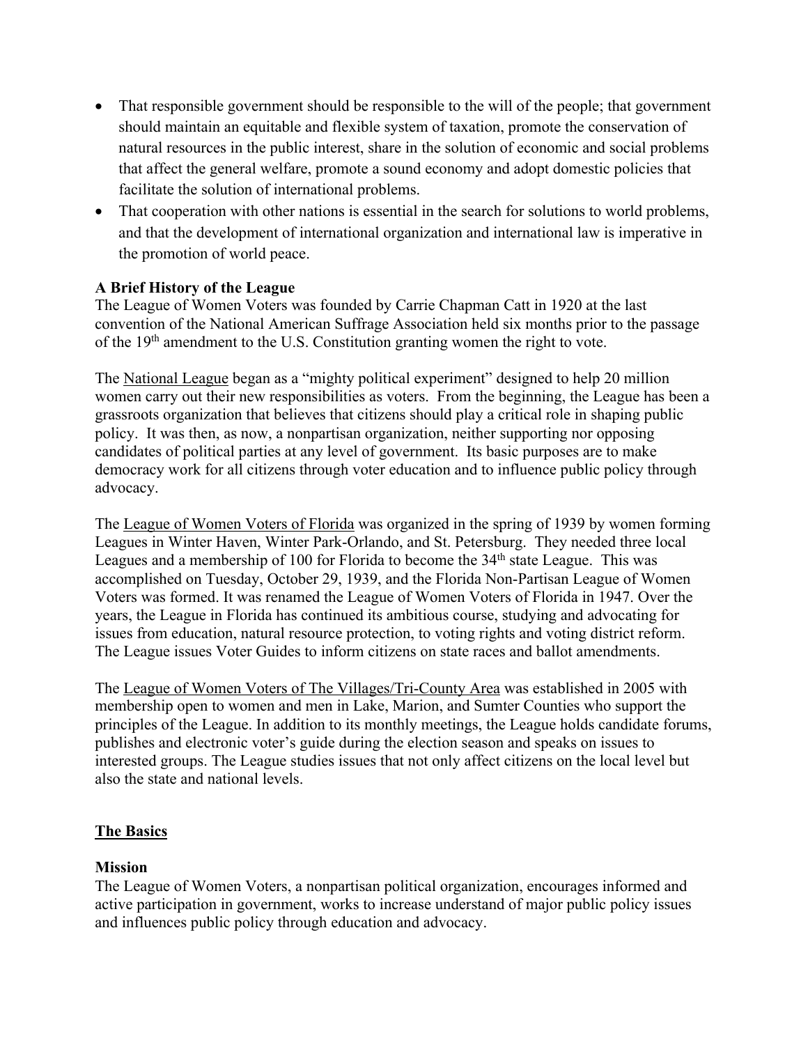- That responsible government should be responsible to the will of the people; that government should maintain an equitable and flexible system of taxation, promote the conservation of natural resources in the public interest, share in the solution of economic and social problems that affect the general welfare, promote a sound economy and adopt domestic policies that facilitate the solution of international problems.
- That cooperation with other nations is essential in the search for solutions to world problems, and that the development of international organization and international law is imperative in the promotion of world peace.

**A Brief History of the League**

The League of Women Voters was founded by Carrie Chapman Catt in 1920 at the last convention of the National American Suffrage Association held six months prior to the passage of the 19th amendment to the U.S. Constitution granting women the right to vote.

The National League began as a "mighty political experiment" designed to help 20 million women carry out their new responsibilities as voters. From the beginning, the League has been a grassroots organization that believes that citizens should play a critical role in shaping public policy. It was then, as now, a nonpartisan organization, neither supporting nor opposing candidates of political parties at any level of government. Its basic purposes are to make democracy work for all citizens through voter education and to influence public policy through advocacy.

The League of Women Voters of Florida was organized in the spring of 1939 by women forming Leagues in Winter Haven, Winter Park-Orlando, and St. Petersburg. They needed three local Leagues and a membership of 100 for Florida to become the 34th state League. This was accomplished on Tuesday, October 29, 1939, and the Florida Non-Partisan League of Women Voters was formed. It was renamed the League of Women Voters of Florida in 1947. Over the years, the League in Florida has continued its ambitious course, studying and advocating for issues from education, natural resource protection, to voting rights and voting district reform. The League issues Voter Guides to inform citizens on state races and ballot amendments.

The League of Women Voters of The Villages/Tri-County Area was established in 2005 with membership open to women and men in Lake, Marion, and Sumter Counties who support the principles of the League. In addition to its monthly meetings, the League holds candidate forums, publishes and electronic voter's guide during the election season and speaks on issues to interested groups. The League studies issues that not only affect citizens on the local level but also the state and national levels.

## The Basics

**Mission**

The League of Women Voters, a nonpartisan political organization, encourages informed and active participation in government, works to increase understand of major public policy issues and influences public policy through education and advocacy.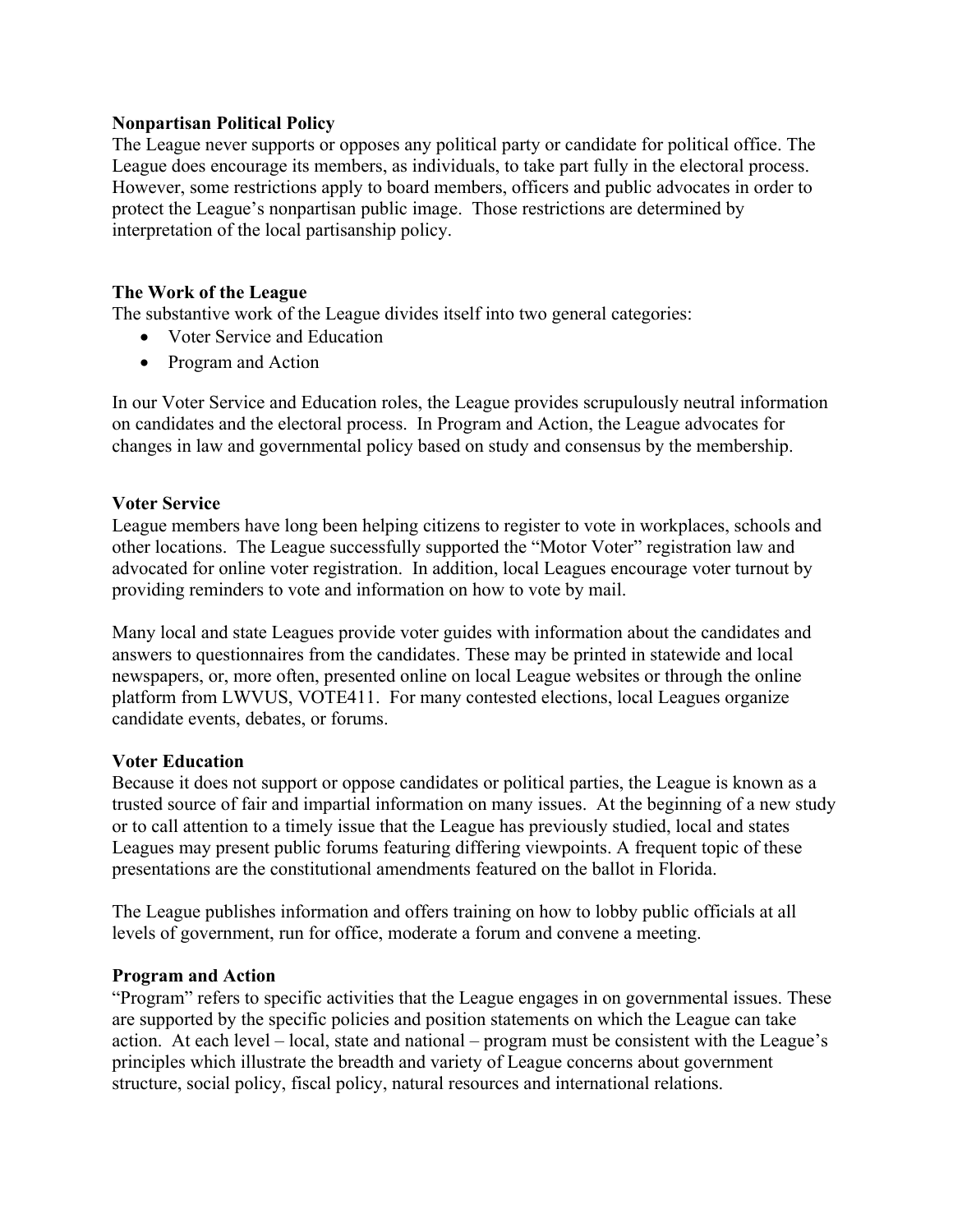**Nonpartisan Political Policy**
The League never supports or opposes any political party or candidate for political office. The League does encourage its members, as individuals, to take part fully in the electoral process. However, some restrictions apply to board members, officers and public advocates in order to protect the League's nonpartisan public image. Those restrictions are determined by interpretation of the local partisanship policy.

**The Work of the League**
The substantive work of the League divides itself into two general categories:

- Voter Service and Education
- Program and Action

In our Voter Service and Education roles, the League provides scrupulously neutral information on candidates and the electoral process. In Program and Action, the League advocates for changes in law and governmental policy based on study and consensus by the membership.

**Voter Service**
League members have long been helping citizens to register to vote in workplaces, schools and other locations. The League successfully supported the "Motor Voter" registration law and advocated for online voter registration. In addition, local Leagues encourage voter turnout by providing reminders to vote and information on how to vote by mail.

Many local and state Leagues provide voter guides with information about the candidates and answers to questionnaires from the candidates. These may be printed in statewide and local newspapers, or, more often, presented online on local League websites or through the online platform from LWVUS, VOTE411. For many contested elections, local Leagues organize candidate events, debates, or forums.

**Voter Education**
Because it does not support or oppose candidates or political parties, the League is known as a trusted source of fair and impartial information on many issues. At the beginning of a new study or to call attention to a timely issue that the League has previously studied, local and states Leagues may present public forums featuring differing viewpoints. A frequent topic of these presentations are the constitutional amendments featured on the ballot in Florida.

The League publishes information and offers training on how to lobby public officials at all levels of government, run for office, moderate a forum and convene a meeting.

**Program and Action**
"Program" refers to specific activities that the League engages in on governmental issues. These are supported by the specific policies and position statements on which the League can take action. At each level – local, state and national – program must be consistent with the League's principles which illustrate the breadth and variety of League concerns about government structure, social policy, fiscal policy, natural resources and international relations.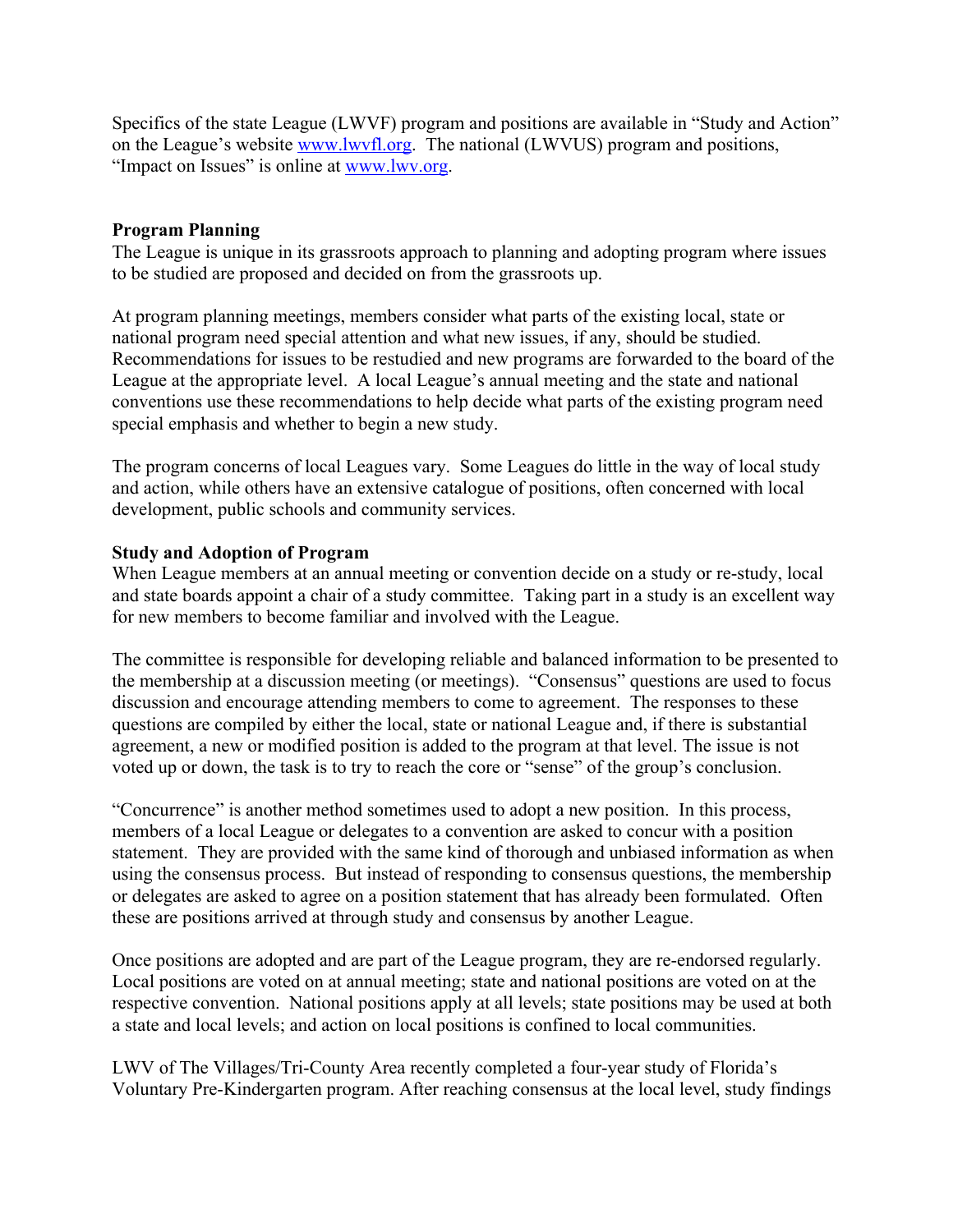Specifics of the state League (LWVF) program and positions are available in "Study and Action" on the League's website [www.lwvfl.org](www.lwvfl.org). The national (LWVUS) program and positions, "Impact on Issues" is online at [www.lwv.org](www.lwv.org).

**Program Planning**
The League is unique in its grassroots approach to planning and adopting program where issues to be studied are proposed and decided on from the grassroots up.

At program planning meetings, members consider what parts of the existing local, state or national program need special attention and what new issues, if any, should be studied. Recommendations for issues to be restudied and new programs are forwarded to the board of the League at the appropriate level. A local League's annual meeting and the state and national conventions use these recommendations to help decide what parts of the existing program need special emphasis and whether to begin a new study.

The program concerns of local Leagues vary. Some Leagues do little in the way of local study and action, while others have an extensive catalogue of positions, often concerned with local development, public schools and community services.

**Study and Adoption of Program**
When League members at an annual meeting or convention decide on a study or re-study, local and state boards appoint a chair of a study committee. Taking part in a study is an excellent way for new members to become familiar and involved with the League.

The committee is responsible for developing reliable and balanced information to be presented to the membership at a discussion meeting (or meetings). "Consensus" questions are used to focus discussion and encourage attending members to come to agreement. The responses to these questions are compiled by either the local, state or national League and, if there is substantial agreement, a new or modified position is added to the program at that level. The issue is not voted up or down, the task is to try to reach the core or "sense" of the group's conclusion.

"Concurrence" is another method sometimes used to adopt a new position. In this process, members of a local League or delegates to a convention are asked to concur with a position statement. They are provided with the same kind of thorough and unbiased information as when using the consensus process. But instead of responding to consensus questions, the membership or delegates are asked to agree on a position statement that has already been formulated. Often these are positions arrived at through study and consensus by another League.

Once positions are adopted and are part of the League program, they are re-endorsed regularly. Local positions are voted on at annual meeting; state and national positions are voted on at the respective convention. National positions apply at all levels; state positions may be used at both a state and local levels; and action on local positions is confined to local communities.

LWV of The Villages/Tri-County Area recently completed a four-year study of Florida's Voluntary Pre-Kindergarten program. After reaching consensus at the local level, study findings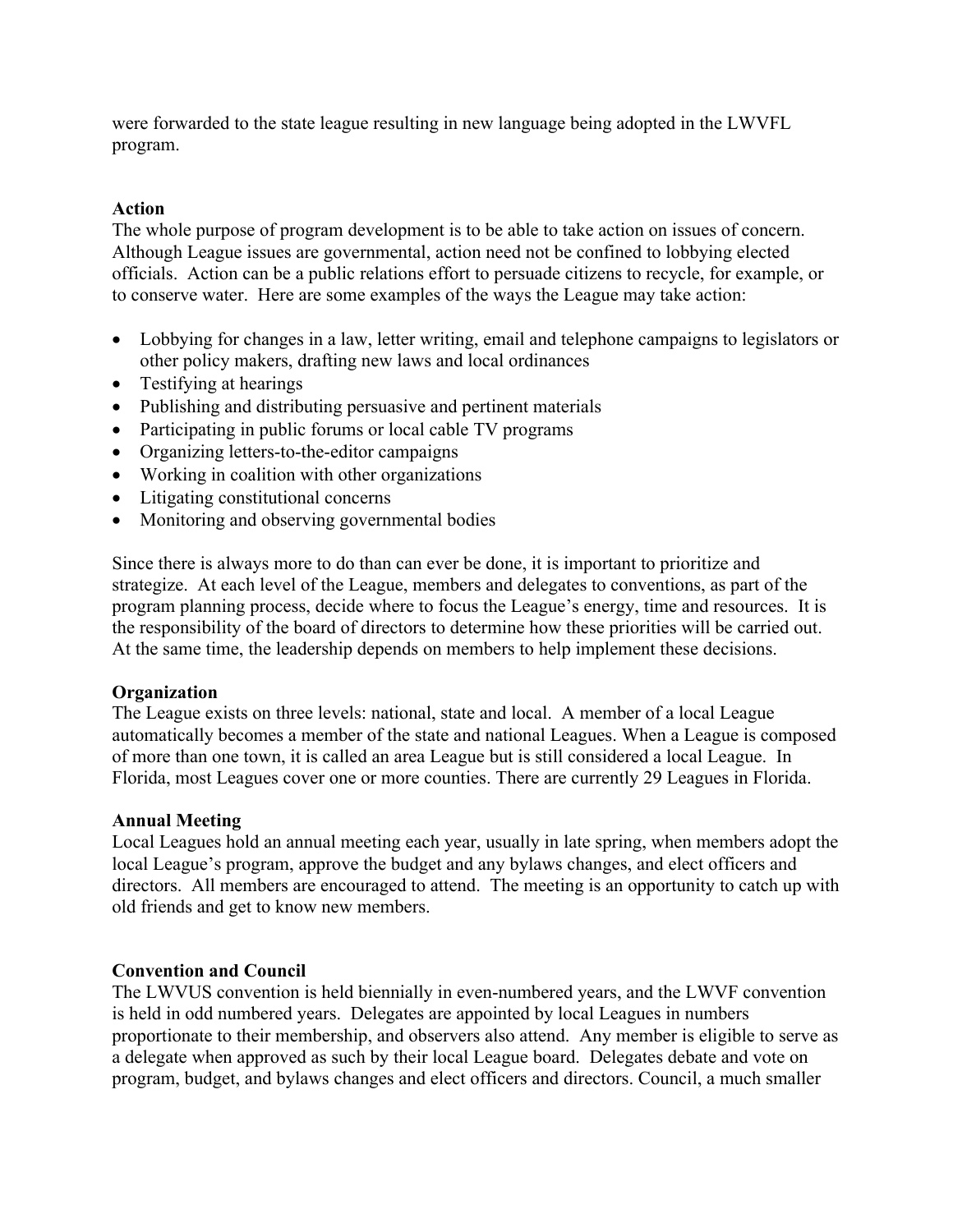were forwarded to the state league resulting in new language being adopted in the LWVFL program.

**Action**

The whole purpose of program development is to be able to take action on issues of concern. Although League issues are governmental, action need not be confined to lobbying elected officials. Action can be a public relations effort to persuade citizens to recycle, for example, or to conserve water. Here are some examples of the ways the League may take action:

- Lobbying for changes in a law, letter writing, email and telephone campaigns to legislators or other policy makers, drafting new laws and local ordinances
- Testifying at hearings
- Publishing and distributing persuasive and pertinent materials
- Participating in public forums or local cable TV programs
- Organizing letters-to-the-editor campaigns
- Working in coalition with other organizations
- Litigating constitutional concerns
- Monitoring and observing governmental bodies

Since there is always more to do than can ever be done, it is important to prioritize and strategize. At each level of the League, members and delegates to conventions, as part of the program planning process, decide where to focus the League's energy, time and resources. It is the responsibility of the board of directors to determine how these priorities will be carried out. At the same time, the leadership depends on members to help implement these decisions.

**Organization**

The League exists on three levels: national, state and local. A member of a local League automatically becomes a member of the state and national Leagues. When a League is composed of more than one town, it is called an area League but is still considered a local League. In Florida, most Leagues cover one or more counties. There are currently 29 Leagues in Florida.

**Annual Meeting**

Local Leagues hold an annual meeting each year, usually in late spring, when members adopt the local League's program, approve the budget and any bylaws changes, and elect officers and directors. All members are encouraged to attend. The meeting is an opportunity to catch up with old friends and get to know new members.

**Convention and Council**

The LWVUS convention is held biennially in even-numbered years, and the LWVF convention is held in odd numbered years. Delegates are appointed by local Leagues in numbers proportionate to their membership, and observers also attend. Any member is eligible to serve as a delegate when approved as such by their local League board. Delegates debate and vote on program, budget, and bylaws changes and elect officers and directors. Council, a much smaller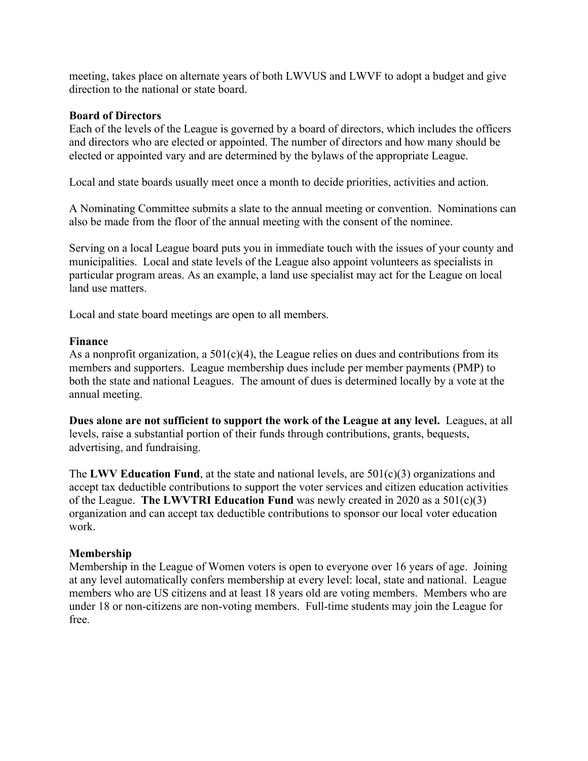meeting, takes place on alternate years of both LWVUS and LWVF to adopt a budget and give direction to the national or state board.

**Board of Directors**

Each of the levels of the League is governed by a board of directors, which includes the officers and directors who are elected or appointed. The number of directors and how many should be elected or appointed vary and are determined by the bylaws of the appropriate League.

Local and state boards usually meet once a month to decide priorities, activities and action.

A Nominating Committee submits a slate to the annual meeting or convention. Nominations can also be made from the floor of the annual meeting with the consent of the nominee.

Serving on a local League board puts you in immediate touch with the issues of your county and municipalities. Local and state levels of the League also appoint volunteers as specialists in particular program areas. As an example, a land use specialist may act for the League on local land use matters.

Local and state board meetings are open to all members.

**Finance**

As a nonprofit organization, a 501(c)(4), the League relies on dues and contributions from its members and supporters. League membership dues include per member payments (PMP) to both the state and national Leagues. The amount of dues is determined locally by a vote at the annual meeting.

**Dues alone are not sufficient to support the work of the League at any level.** Leagues, at all levels, raise a substantial portion of their funds through contributions, grants, bequests, advertising, and fundraising.

The **LWV Education Fund**, at the state and national levels, are 501(c)(3) organizations and accept tax deductible contributions to support the voter services and citizen education activities of the League. **The LWVTRI Education Fund** was newly created in 2020 as a 501(c)(3) organization and can accept tax deductible contributions to sponsor our local voter education work.

**Membership**

Membership in the League of Women voters is open to everyone over 16 years of age. Joining at any level automatically confers membership at every level: local, state and national. League members who are US citizens and at least 18 years old are voting members. Members who are under 18 or non-citizens are non-voting members. Full-time students may join the League for free.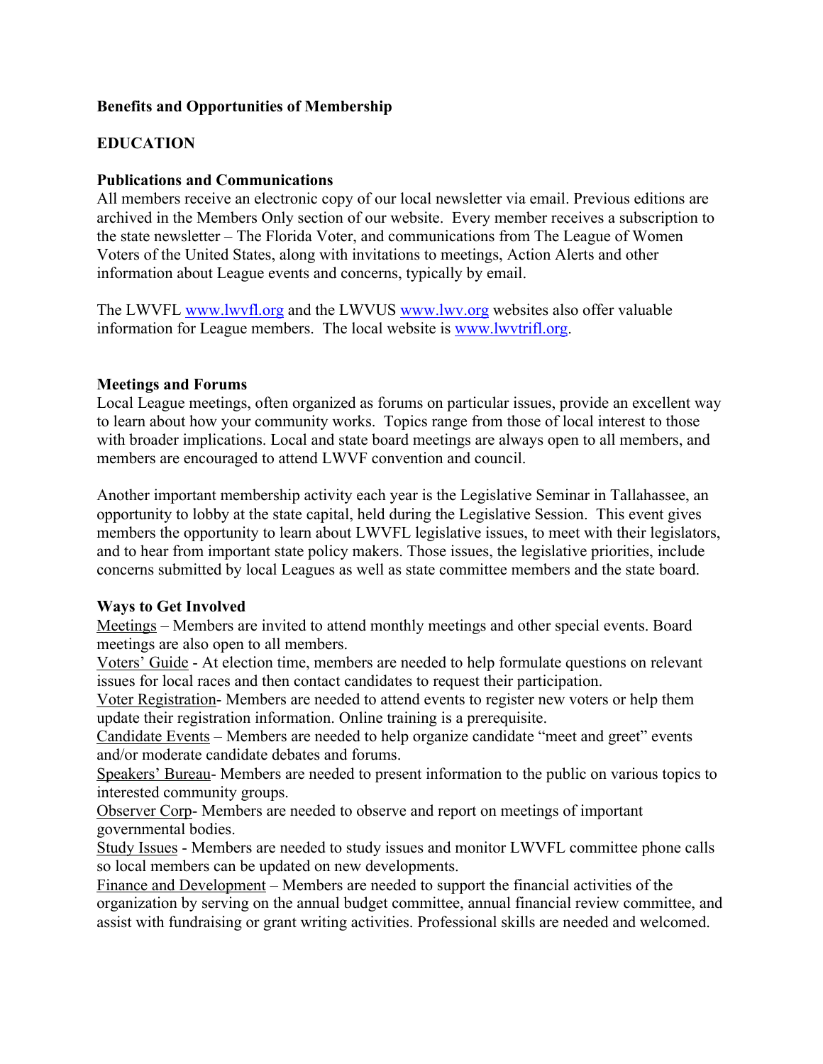**Benefits and Opportunities of Membership**

**EDUCATION**

**Publications and Communications**

All members receive an electronic copy of our local newsletter via email. Previous editions are archived in the Members Only section of our website. Every member receives a subscription to the state newsletter – The Florida Voter, and communications from The League of Women Voters of the United States, along with invitations to meetings, Action Alerts and other information about League events and concerns, typically by email.

The LWVFL [www.lwvfl.org](http://www.lwvfl.org) and the LWVUS [www.lwv.org](http://www.lwv.org) websites also offer valuable information for League members. The local website is [www.lwvtrifl.org](http://www.lwvtrifl.org).

**Meetings and Forums**

Local League meetings, often organized as forums on particular issues, provide an excellent way to learn about how your community works. Topics range from those of local interest to those with broader implications. Local and state board meetings are always open to all members, and members are encouraged to attend LWVF convention and council.

Another important membership activity each year is the Legislative Seminar in Tallahassee, an opportunity to lobby at the state capital, held during the Legislative Session. This event gives members the opportunity to learn about LWVFL legislative issues, to meet with their legislators, and to hear from important state policy makers. Those issues, the legislative priorities, include concerns submitted by local Leagues as well as state committee members and the state board.

**Ways to Get Involved**

Meetings – Members are invited to attend monthly meetings and other special events. Board meetings are also open to all members.

Voters' Guide - At election time, members are needed to help formulate questions on relevant issues for local races and then contact candidates to request their participation.

Voter Registration- Members are needed to attend events to register new voters or help them update their registration information. Online training is a prerequisite.

Candidate Events – Members are needed to help organize candidate "meet and greet" events and/or moderate candidate debates and forums.

Speakers' Bureau- Members are needed to present information to the public on various topics to interested community groups.

Observer Corp- Members are needed to observe and report on meetings of important governmental bodies.

Study Issues - Members are needed to study issues and monitor LWVFL committee phone calls so local members can be updated on new developments.

Finance and Development – Members are needed to support the financial activities of the organization by serving on the annual budget committee, annual financial review committee, and assist with fundraising or grant writing activities. Professional skills are needed and welcomed.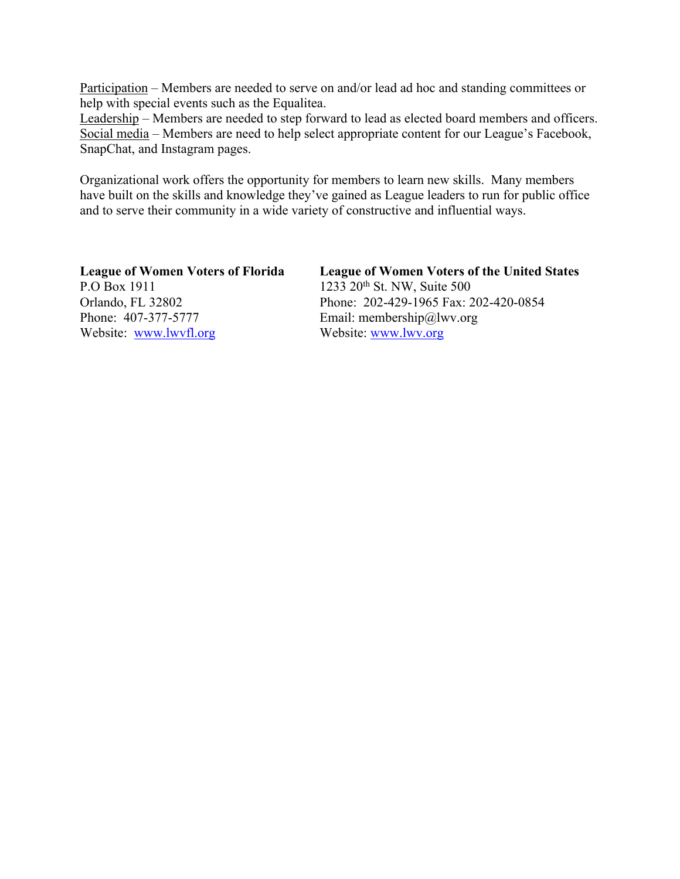Participation – Members are needed to serve on and/or lead ad hoc and standing committees or help with special events such as the Equalitea.
Leadership – Members are needed to step forward to lead as elected board members and officers.
Social media – Members are need to help select appropriate content for our League's Facebook, SnapChat, and Instagram pages.

Organizational work offers the opportunity for members to learn new skills. Many members have built on the skills and knowledge they've gained as League leaders to run for public office and to serve their community in a wide variety of constructive and influential ways.

**League of Women Voters of Florida**
P.O Box 1911
Orlando, FL 32802
Phone: 407-377-5777
Website: [www.lwvfl.org](http://www.lwvfl.org)

**League of Women Voters of the United States**
1233 20th St. NW, Suite 500
Phone: 202-429-1965 Fax: 202-420-0854
Email: membership@lwv.org
Website: [www.lwv.org](http://www.lwv.org)